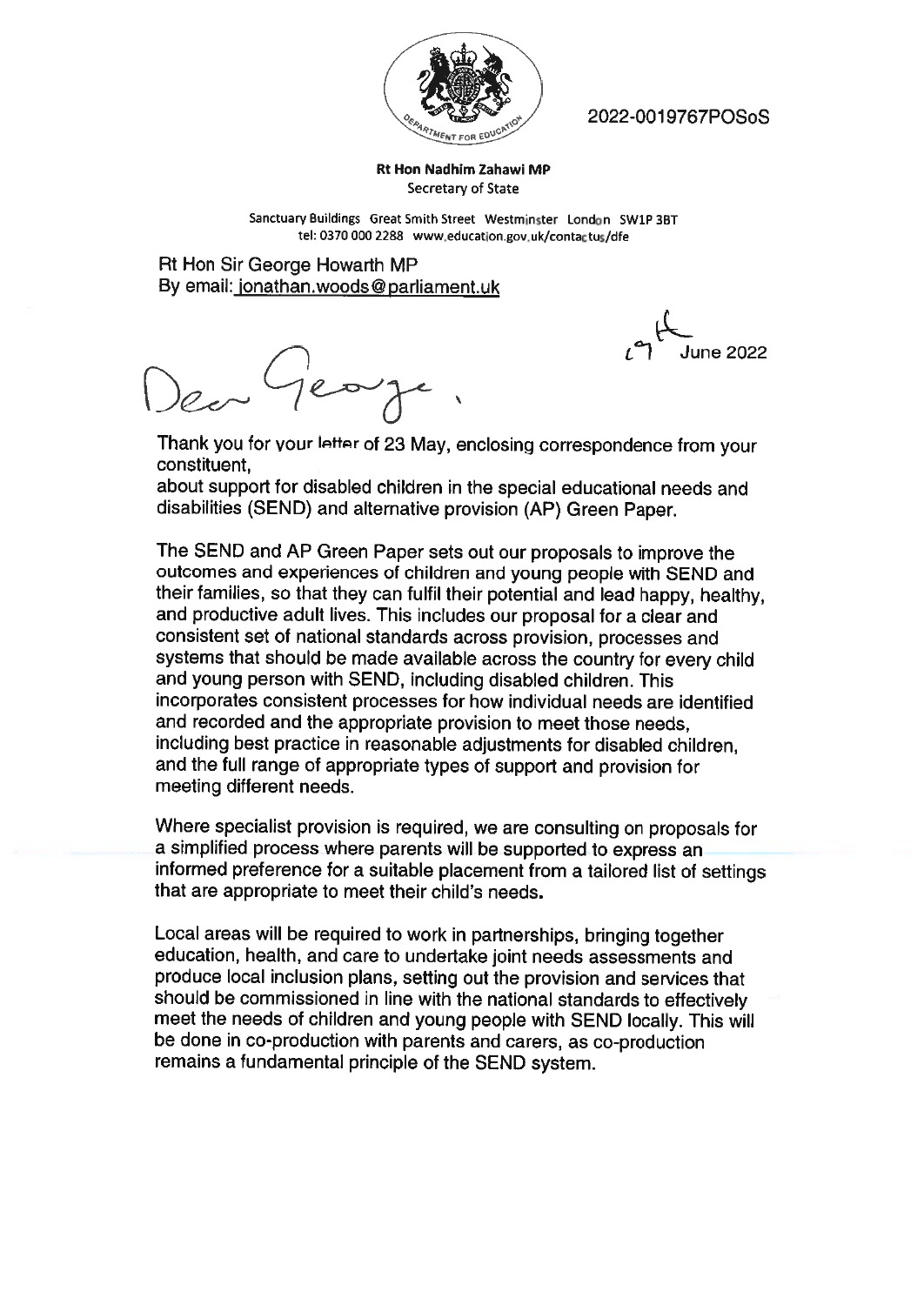2022-0019767POSoS

**Rt Hon Nadhim Zahawi MP**
Secretary of State

Sanctuary Buildings Great Smith Street Westminster London SW1P 3BT
tel: 0370 000 2288 www.education.gov.uk/contactus/dfe

Rt Hon Sir George Howarth MP
By email: jonathan.woods@parliament.uk

19th June 2022

Dear George,

Thank you for your letter of 23 May, enclosing correspondence from your constituent,
about support for disabled children in the special educational needs and disabilities (SEND) and alternative provision (AP) Green Paper.

The SEND and AP Green Paper sets out our proposals to improve the outcomes and experiences of children and young people with SEND and their families, so that they can fulfil their potential and lead happy, healthy, and productive adult lives. This includes our proposal for a clear and consistent set of national standards across provision, processes and systems that should be made available across the country for every child and young person with SEND, including disabled children. This incorporates consistent processes for how individual needs are identified and recorded and the appropriate provision to meet those needs, including best practice in reasonable adjustments for disabled children, and the full range of appropriate types of support and provision for meeting different needs.

Where specialist provision is required, we are consulting on proposals for a simplified process where parents will be supported to express an informed preference for a suitable placement from a tailored list of settings that are appropriate to meet their child's needs.

Local areas will be required to work in partnerships, bringing together education, health, and care to undertake joint needs assessments and produce local inclusion plans, setting out the provision and services that should be commissioned in line with the national standards to effectively meet the needs of children and young people with SEND locally. This will be done in co-production with parents and carers, as co-production remains a fundamental principle of the SEND system.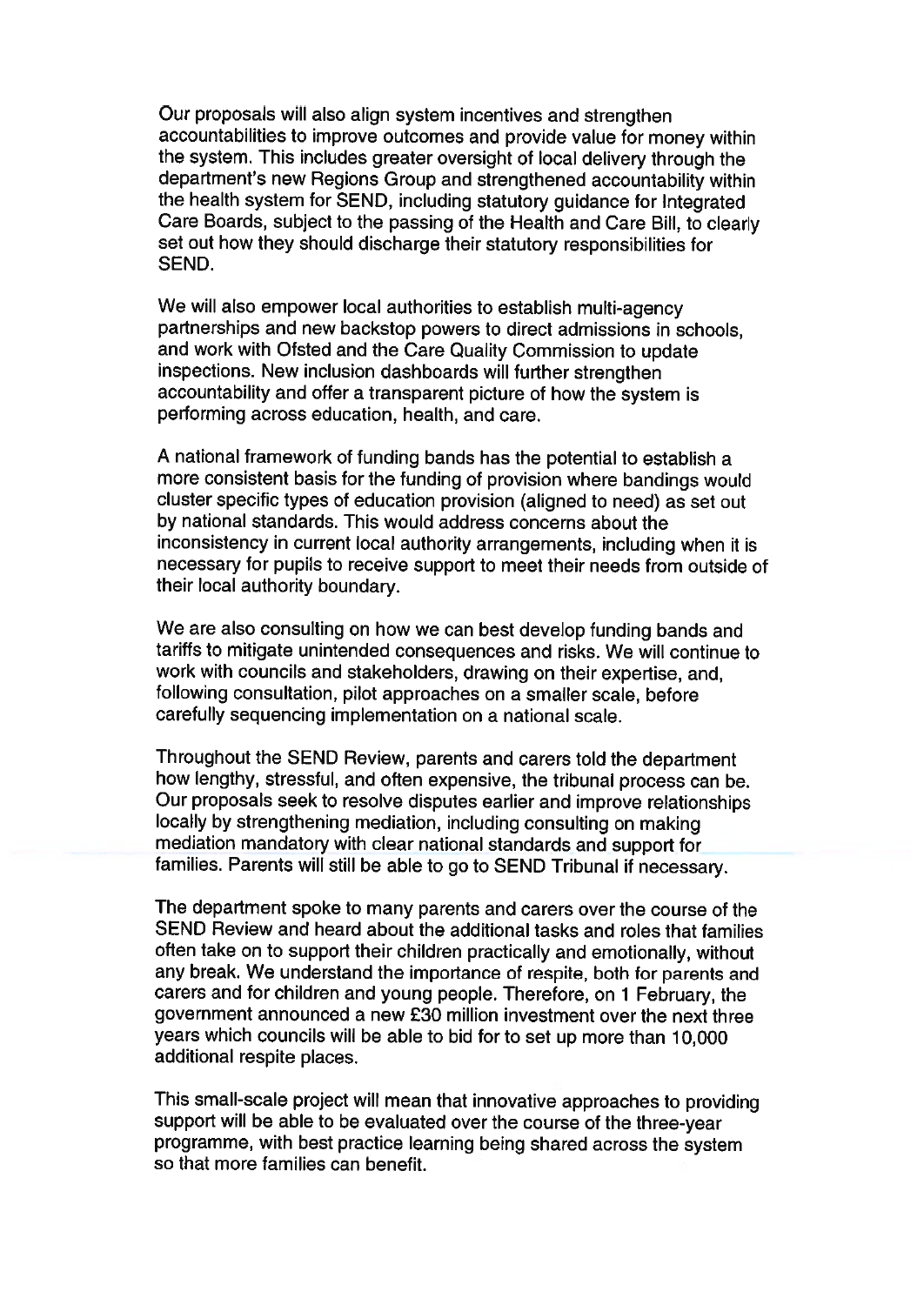Our proposals will also align system incentives and strengthen accountabilities to improve outcomes and provide value for money within the system. This includes greater oversight of local delivery through the department's new Regions Group and strengthened accountability within the health system for SEND, including statutory guidance for Integrated Care Boards, subject to the passing of the Health and Care Bill, to clearly set out how they should discharge their statutory responsibilities for SEND.

We will also empower local authorities to establish multi-agency partnerships and new backstop powers to direct admissions in schools, and work with Ofsted and the Care Quality Commission to update inspections. New inclusion dashboards will further strengthen accountability and offer a transparent picture of how the system is performing across education, health, and care.

A national framework of funding bands has the potential to establish a more consistent basis for the funding of provision where bandings would cluster specific types of education provision (aligned to need) as set out by national standards. This would address concerns about the inconsistency in current local authority arrangements, including when it is necessary for pupils to receive support to meet their needs from outside of their local authority boundary.

We are also consulting on how we can best develop funding bands and tariffs to mitigate unintended consequences and risks. We will continue to work with councils and stakeholders, drawing on their expertise, and, following consultation, pilot approaches on a smaller scale, before carefully sequencing implementation on a national scale.

Throughout the SEND Review, parents and carers told the department how lengthy, stressful, and often expensive, the tribunal process can be. Our proposals seek to resolve disputes earlier and improve relationships locally by strengthening mediation, including consulting on making mediation mandatory with clear national standards and support for families. Parents will still be able to go to SEND Tribunal if necessary.

The department spoke to many parents and carers over the course of the SEND Review and heard about the additional tasks and roles that families often take on to support their children practically and emotionally, without any break. We understand the importance of respite, both for parents and carers and for children and young people. Therefore, on 1 February, the government announced a new £30 million investment over the next three years which councils will be able to bid for to set up more than 10,000 additional respite places.

This small-scale project will mean that innovative approaches to providing support will be able to be evaluated over the course of the three-year programme, with best practice learning being shared across the system so that more families can benefit.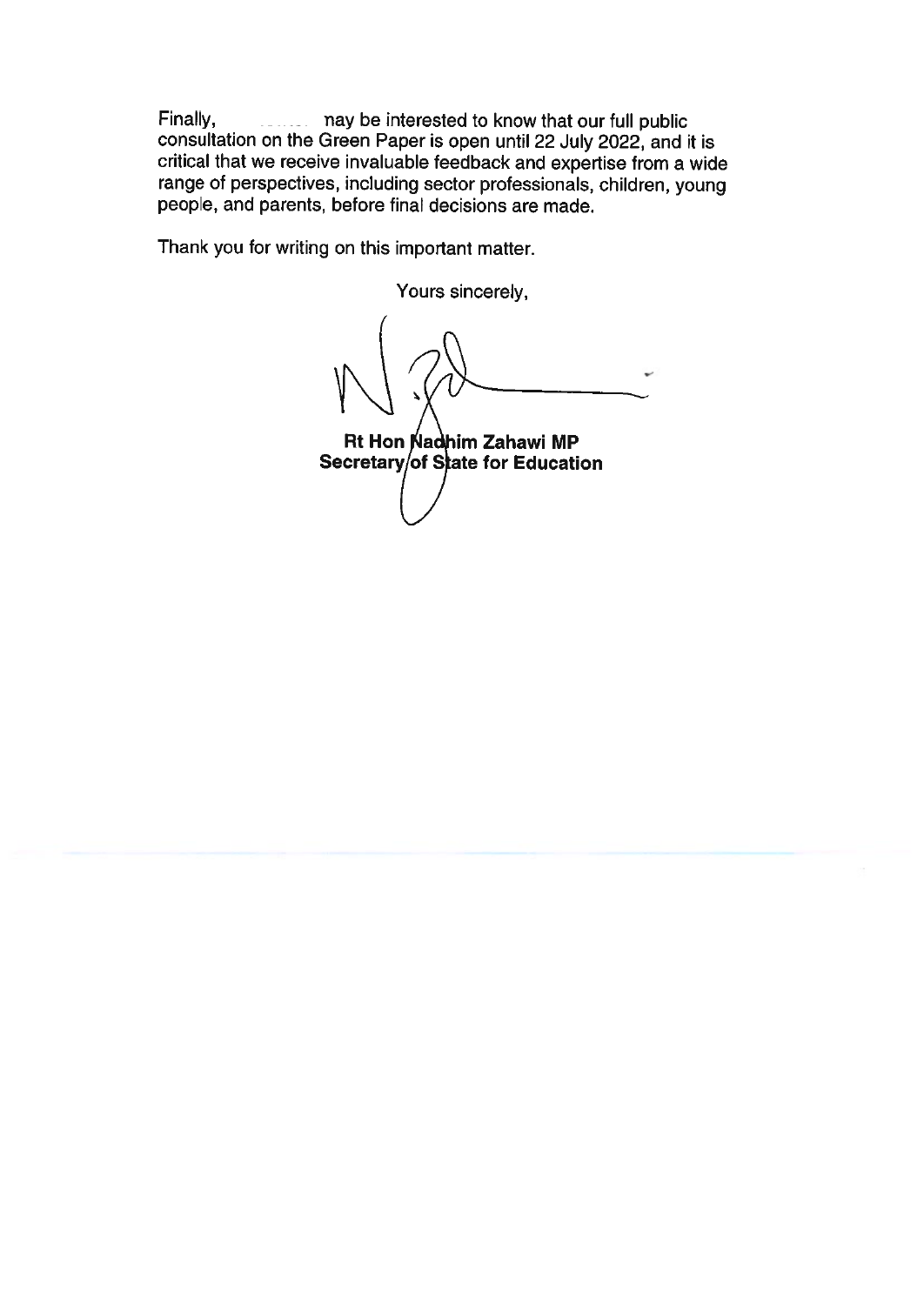Finally, ....... nay be interested to know that our full public consultation on the Green Paper is open until 22 July 2022, and it is critical that we receive invaluable feedback and expertise from a wide range of perspectives, including sector professionals, children, young people, and parents, before final decisions are made.

Thank you for writing on this important matter.

Yours sincerely,

**Rt Hon Nadhim Zahawi MP**
**Secretary of State for Education**